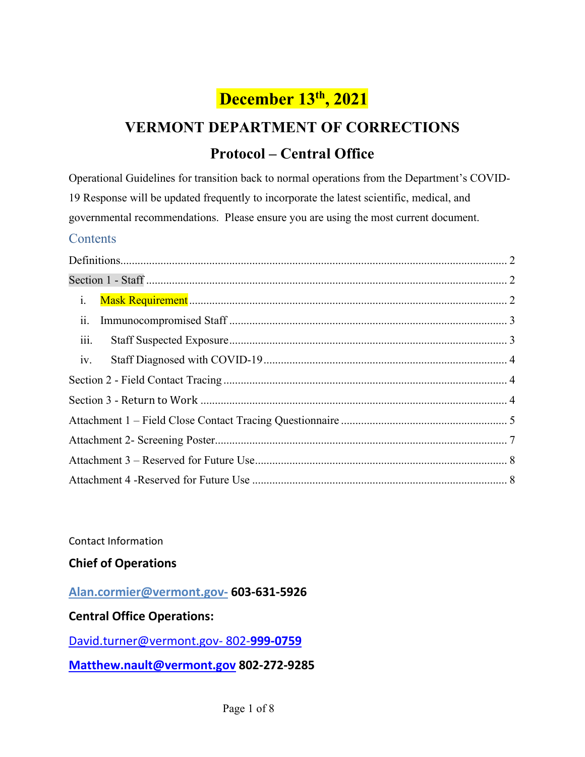# December 13th, 2021

# VERMONT DEPARTMENT OF CORRECTIONS

## Protocol – Central Office

Operational Guidelines for transition back to normal operations from the Department's COVID-19 Response will be updated frequently to incorporate the latest scientific, medical, and governmental recommendations. Please ensure you are using the most current document.

## Contents

Definitions ........ 2

Section 1 - Staff ........ 2

- i. Mask Requirement ........ 2
- ii. Immunocompromised Staff ........ 3
- iii. Staff Suspected Exposure ........ 3
- iv. Staff Diagnosed with COVID-19 ........ 4

Section 2 - Field Contact Tracing ........ 4

Section 3 - Return to Work ........ 4

Attachment 1 – Field Close Contact Tracing Questionnaire ........ 5

Attachment 2- Screening Poster ........ 7

Attachment 3 – Reserved for Future Use ........ 8

Attachment 4 -Reserved for Future Use ........ 8

Contact Information

**Chief of Operations**

**Alan.cormier@vermont.gov- 603-631-5926**

**Central Office Operations:**

David.turner@vermont.gov- 802-**999-0759**

**Matthew.nault@vermont.gov 802-272-9285**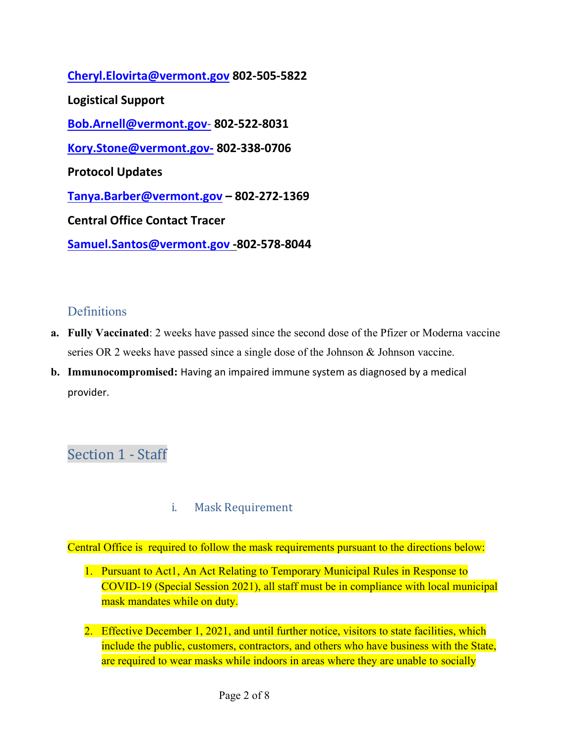**Cheryl.Elovirta@vermont.gov 802-505-5822**

**Logistical Support**

**Bob.Arnell@vermont.gov- 802-522-8031**

**Kory.Stone@vermont.gov- 802-338-0706**

**Protocol Updates**

**Tanya.Barber@vermont.gov – 802-272-1369**

**Central Office Contact Tracer**

**Samuel.Santos@vermont.gov -802-578-8044**

## Definitions

a. **Fully Vaccinated**: 2 weeks have passed since the second dose of the Pfizer or Moderna vaccine series OR 2 weeks have passed since a single dose of the Johnson & Johnson vaccine.
b. **Immunocompromised:** Having an impaired immune system as diagnosed by a medical provider.

# Section 1 - Staff

### i. Mask Requirement

Central Office is required to follow the mask requirements pursuant to the directions below:

1. Pursuant to Act1, An Act Relating to Temporary Municipal Rules in Response to COVID-19 (Special Session 2021), all staff must be in compliance with local municipal mask mandates while on duty.

2. Effective December 1, 2021, and until further notice, visitors to state facilities, which include the public, customers, contractors, and others who have business with the State, are required to wear masks while indoors in areas where they are unable to socially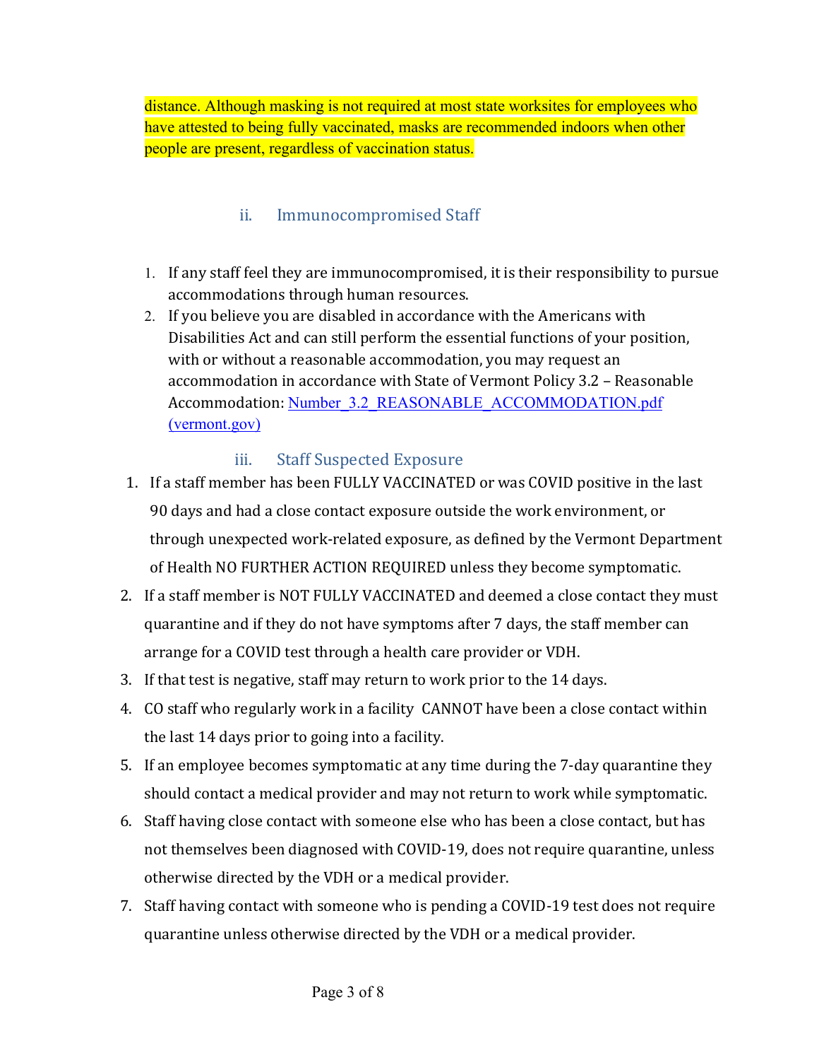distance. Although masking is not required at most state worksites for employees who have attested to being fully vaccinated, masks are recommended indoors when other people are present, regardless of vaccination status.

### ii. Immunocompromised Staff

1. If any staff feel they are immunocompromised, it is their responsibility to pursue accommodations through human resources.
2. If you believe you are disabled in accordance with the Americans with Disabilities Act and can still perform the essential functions of your position, with or without a reasonable accommodation, you may request an accommodation in accordance with State of Vermont Policy 3.2 – Reasonable Accommodation: [Number_3.2_REASONABLE_ACCOMMODATION.pdf (vermont.gov)]

### iii. Staff Suspected Exposure

1. If a staff member has been FULLY VACCINATED or was COVID positive in the last 90 days and had a close contact exposure outside the work environment, or through unexpected work-related exposure, as defined by the Vermont Department of Health NO FURTHER ACTION REQUIRED unless they become symptomatic.
2. If a staff member is NOT FULLY VACCINATED and deemed a close contact they must quarantine and if they do not have symptoms after 7 days, the staff member can arrange for a COVID test through a health care provider or VDH.
3. If that test is negative, staff may return to work prior to the 14 days.
4. CO staff who regularly work in a facility CANNOT have been a close contact within the last 14 days prior to going into a facility.
5. If an employee becomes symptomatic at any time during the 7-day quarantine they should contact a medical provider and may not return to work while symptomatic.
6. Staff having close contact with someone else who has been a close contact, but has not themselves been diagnosed with COVID-19, does not require quarantine, unless otherwise directed by the VDH or a medical provider.
7. Staff having contact with someone who is pending a COVID-19 test does not require quarantine unless otherwise directed by the VDH or a medical provider.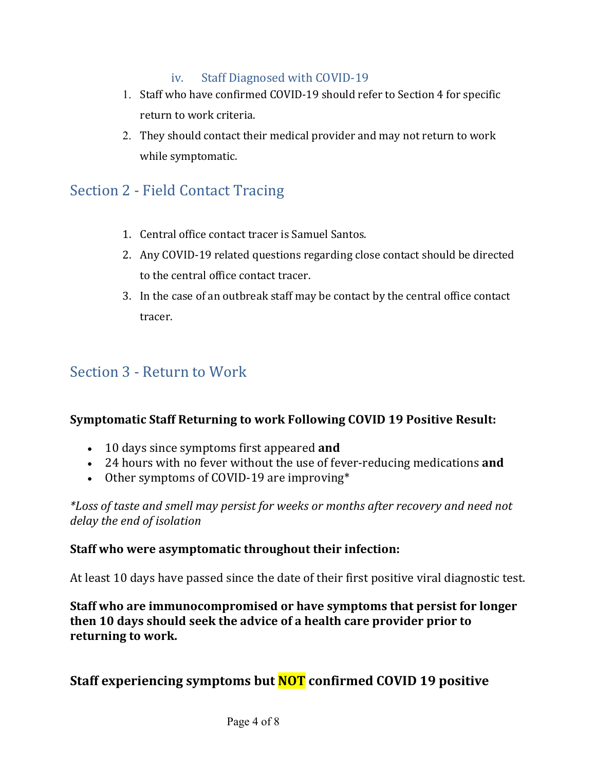### iv. Staff Diagnosed with COVID-19

1. Staff who have confirmed COVID-19 should refer to Section 4 for specific return to work criteria.
2. They should contact their medical provider and may not return to work while symptomatic.

## Section 2 - Field Contact Tracing

1. Central office contact tracer is Samuel Santos.
2. Any COVID-19 related questions regarding close contact should be directed to the central office contact tracer.
3. In the case of an outbreak staff may be contact by the central office contact tracer.

## Section 3 - Return to Work

**Symptomatic Staff Returning to work Following COVID 19 Positive Result:**

- 10 days since symptoms first appeared **and**
- 24 hours with no fever without the use of fever-reducing medications **and**
- Other symptoms of COVID-19 are improving*

*\*Loss of taste and smell may persist for weeks or months after recovery and need not delay the end of isolation*

**Staff who were asymptomatic throughout their infection:**

At least 10 days have passed since the date of their first positive viral diagnostic test.

**Staff who are immunocompromised or have symptoms that persist for longer then 10 days should seek the advice of a health care provider prior to returning to work.**

### Staff experiencing symptoms but NOT confirmed COVID 19 positive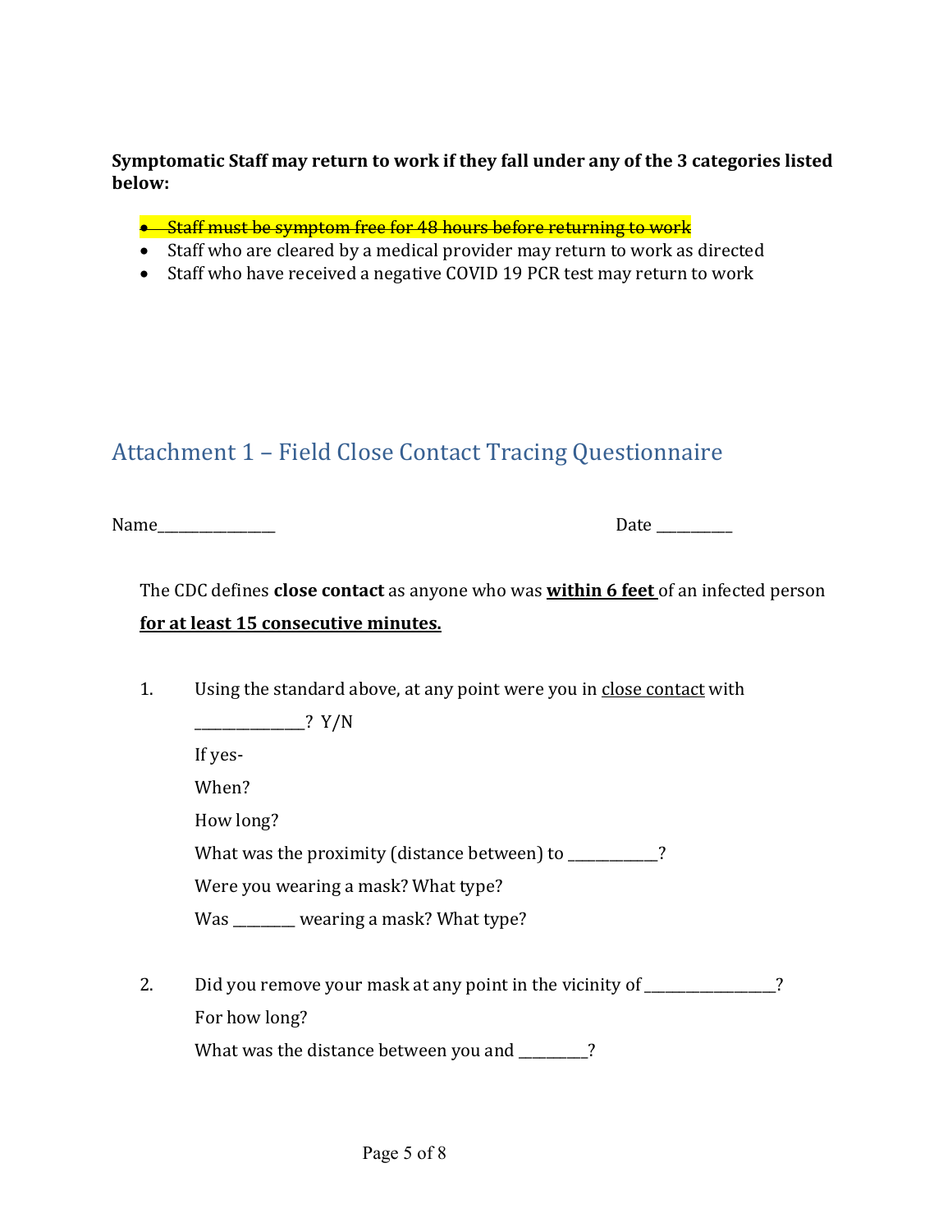**Symptomatic Staff may return to work if they fall under any of the 3 categories listed below:**

- ~~Staff must be symptom free for 48 hours before returning to work~~
- Staff who are cleared by a medical provider may return to work as directed
- Staff who have received a negative COVID 19 PCR test may return to work

## Attachment 1 – Field Close Contact Tracing Questionnaire

Name________________ Date __________

The CDC defines **close contact** as anyone who was **within 6 feet** of an infected person **for at least 15 consecutive minutes.**

1. Using the standard above, at any point were you in close contact with _______________? Y/N

   If yes-

   When?

   How long?

   What was the proximity (distance between) to ____________?

   Were you wearing a mask? What type?

   Was ________ wearing a mask? What type?

2. Did you remove your mask at any point in the vicinity of _________________?

   For how long?

   What was the distance between you and _________?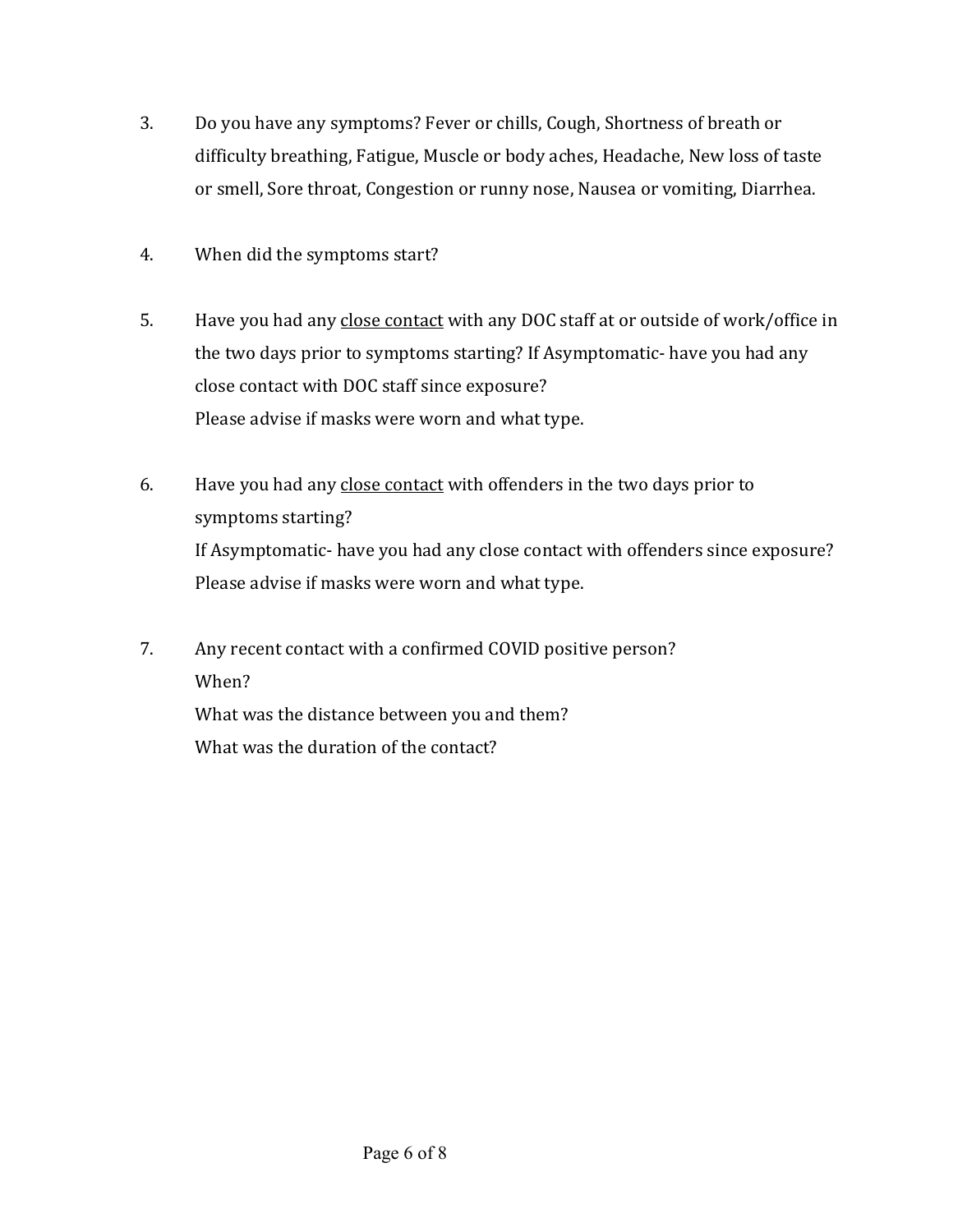3. Do you have any symptoms? Fever or chills, Cough, Shortness of breath or difficulty breathing, Fatigue, Muscle or body aches, Headache, New loss of taste or smell, Sore throat, Congestion or runny nose, Nausea or vomiting, Diarrhea.

4. When did the symptoms start?

5. Have you had any <u>close contact</u> with any DOC staff at or outside of work/office in the two days prior to symptoms starting? If Asymptomatic- have you had any close contact with DOC staff since exposure?
   Please advise if masks were worn and what type.

6. Have you had any <u>close contact</u> with offenders in the two days prior to symptoms starting?
   If Asymptomatic- have you had any close contact with offenders since exposure?
   Please advise if masks were worn and what type.

7. Any recent contact with a confirmed COVID positive person?
   When?
   What was the distance between you and them?
   What was the duration of the contact?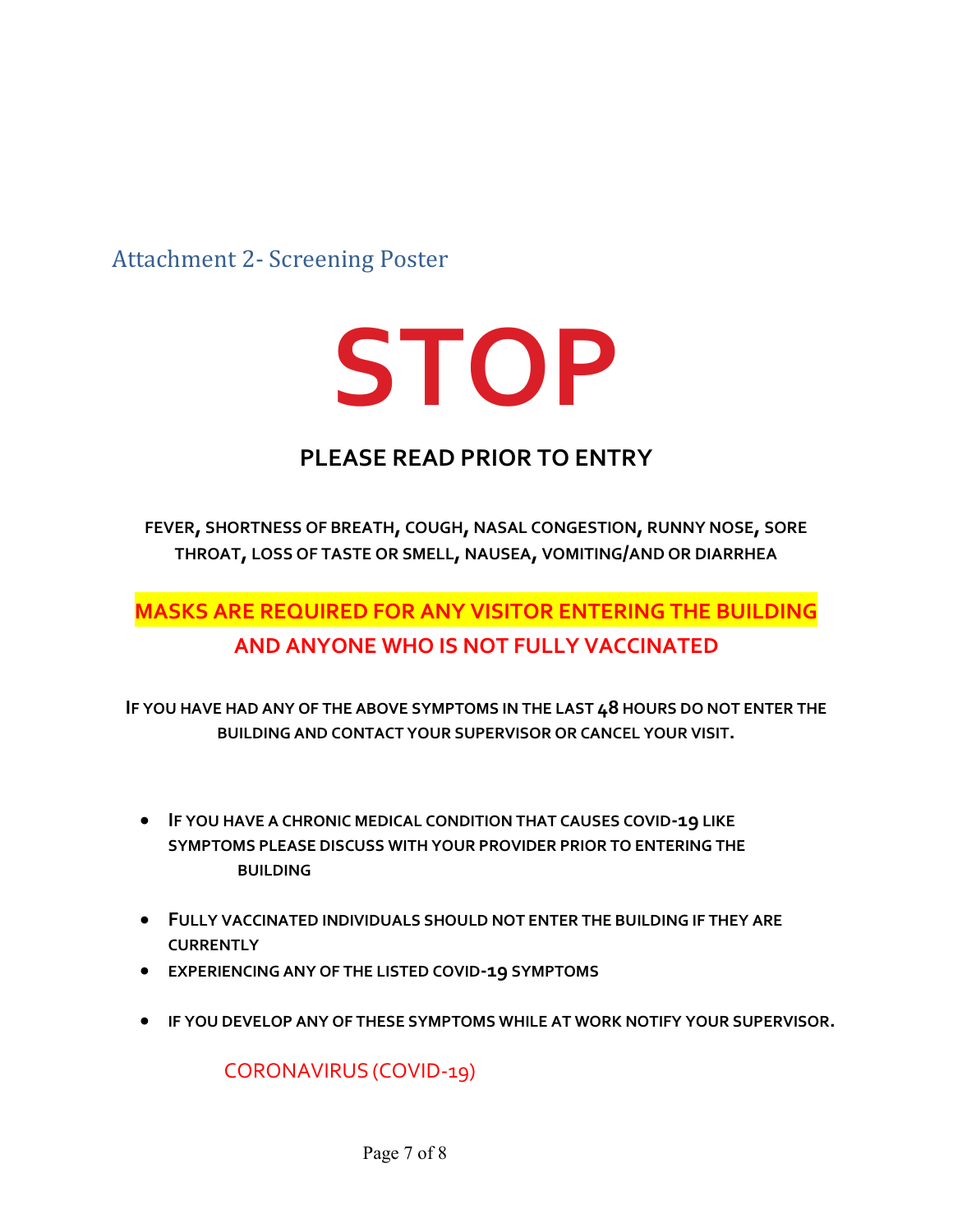## Attachment 2- Screening Poster

# STOP

### PLEASE READ PRIOR TO ENTRY

**FEVER, SHORTNESS OF BREATH, COUGH, NASAL CONGESTION, RUNNY NOSE, SORE THROAT, LOSS OF TASTE OR SMELL, NAUSEA, VOMITING/AND OR DIARRHEA**

**MASKS ARE REQUIRED FOR ANY VISITOR ENTERING THE BUILDING AND ANYONE WHO IS NOT FULLY VACCINATED**

**IF YOU HAVE HAD ANY OF THE ABOVE SYMPTOMS IN THE LAST 48 HOURS DO NOT ENTER THE BUILDING AND CONTACT YOUR SUPERVISOR OR CANCEL YOUR VISIT.**

- **IF YOU HAVE A CHRONIC MEDICAL CONDITION THAT CAUSES COVID-19 LIKE SYMPTOMS PLEASE DISCUSS WITH YOUR PROVIDER PRIOR TO ENTERING THE BUILDING**
- **FULLY VACCINATED INDIVIDUALS SHOULD NOT ENTER THE BUILDING IF THEY ARE CURRENTLY**
- **EXPERIENCING ANY OF THE LISTED COVID-19 SYMPTOMS**
- **IF YOU DEVELOP ANY OF THESE SYMPTOMS WHILE AT WORK NOTIFY YOUR SUPERVISOR.**

CORONAVIRUS (COVID-19)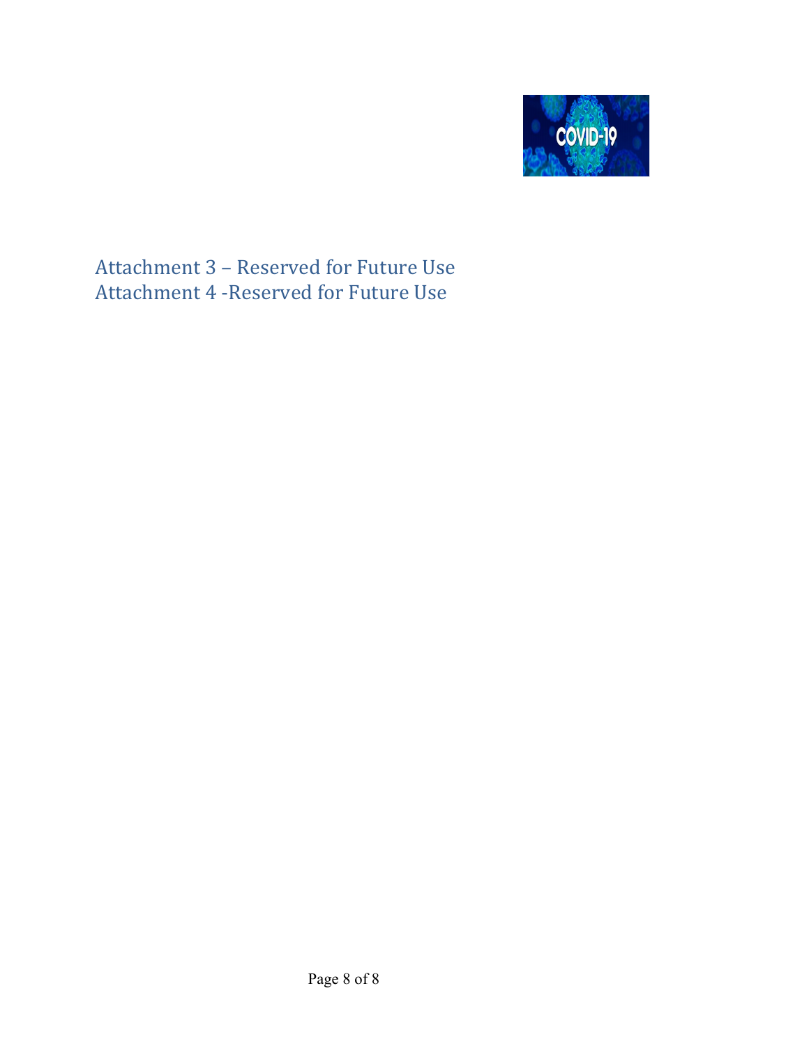## Attachment 3 – Reserved for Future Use

## Attachment 4 -Reserved for Future Use